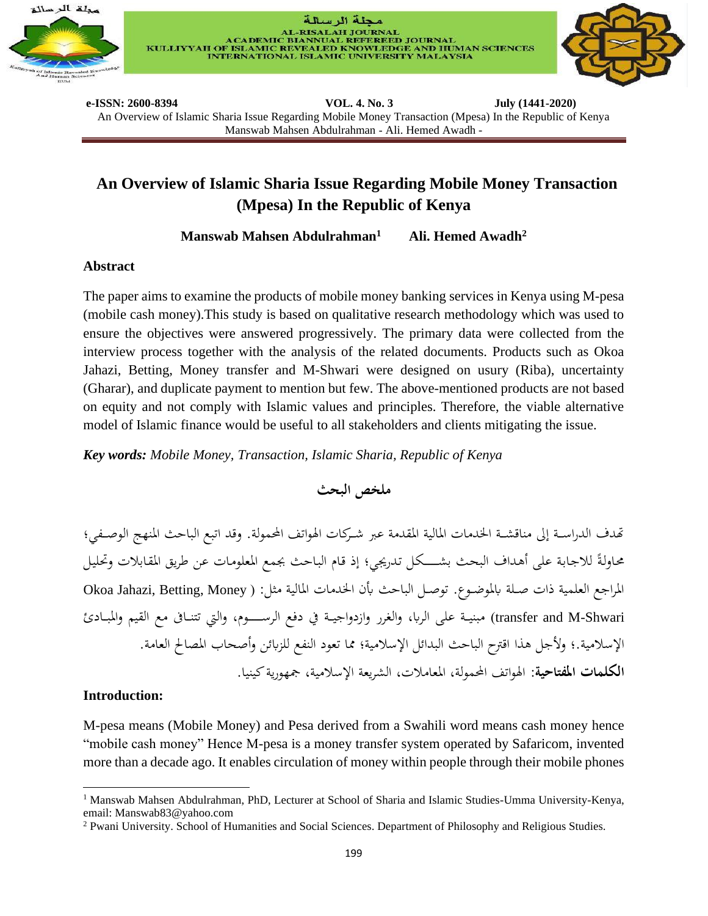# An Overview of Islamic Sharia Issue Regarding Mobile Money Transaction (Mpesa) In the Republic of Kenya

**Manswab Mahsen Abdulrahman[1]    Ali. Hemed Awadh[2]**

## Abstract

The paper aims to examine the products of mobile money banking services in Kenya using M-pesa (mobile cash money).This study is based on qualitative research methodology which was used to ensure the objectives were answered progressively. The primary data were collected from the interview process together with the analysis of the related documents. Products such as Okoa Jahazi, Betting, Money transfer and M-Shwari were designed on usury (Riba), uncertainty (Gharar), and duplicate payment to mention but few. The above-mentioned products are not based on equity and not comply with Islamic values and principles. Therefore, the viable alternative model of Islamic finance would be useful to all stakeholders and clients mitigating the issue.

***Key words:*** *Mobile Money, Transaction, Islamic Sharia, Republic of Kenya*

## ملخص البحث

تهدف الدراسة إلى مناقشة الخدمات المالية المقدمة عبر شركات الهواتف المحمولة. وقد اتبع الباحث المنهج الوصفي؛ محاولةً للاجابة على أهداف البحث بشكل تدريجي؛ إذ قام الباحث بجمع المعلومات عن طريق المقابلات وتحليل المراجع العلمية ذات صلة بالموضوع. توصل الباحث بأن الخدمات المالية مثل: ( Okoa Jahazi, Betting, Money transfer and M-Shwari) مبنية على الربا، والغرر وازدواجية في دفع الرسوم، والتي تتنافى مع القيم والمبادئ الإسلامية.؛ ولأجل هذا اقترح الباحث البدائل الإسلامية؛ مما تعود النفع للزبائن وأصحاب المصالح العامة.

**الكلمات المفتاحية**: الهواتف المحمولة، المعاملات، الشريعة الإسلامية، جمهورية كينيا.

## Introduction:

M-pesa means (Mobile Money) and Pesa derived from a Swahili word means cash money hence "mobile cash money" Hence M-pesa is a money transfer system operated by Safaricom, invented more than a decade ago. It enables circulation of money within people through their mobile phones

---

[1] Manswab Mahsen Abdulrahman, PhD, Lecturer at School of Sharia and Islamic Studies-Umma University-Kenya, email: Manswab83@yahoo.com

[2] Pwani University. School of Humanities and Social Sciences. Department of Philosophy and Religious Studies.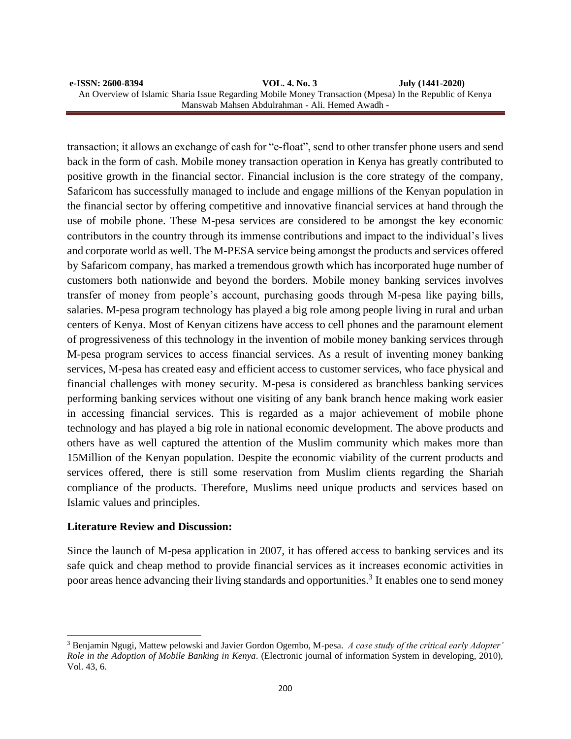transaction; it allows an exchange of cash for "e-float", send to other transfer phone users and send back in the form of cash. Mobile money transaction operation in Kenya has greatly contributed to positive growth in the financial sector. Financial inclusion is the core strategy of the company, Safaricom has successfully managed to include and engage millions of the Kenyan population in the financial sector by offering competitive and innovative financial services at hand through the use of mobile phone. These M-pesa services are considered to be amongst the key economic contributors in the country through its immense contributions and impact to the individual's lives and corporate world as well. The M-PESA service being amongst the products and services offered by Safaricom company, has marked a tremendous growth which has incorporated huge number of customers both nationwide and beyond the borders. Mobile money banking services involves transfer of money from people's account, purchasing goods through M-pesa like paying bills, salaries. M-pesa program technology has played a big role among people living in rural and urban centers of Kenya. Most of Kenyan citizens have access to cell phones and the paramount element of progressiveness of this technology in the invention of mobile money banking services through M-pesa program services to access financial services. As a result of inventing money banking services, M-pesa has created easy and efficient access to customer services, who face physical and financial challenges with money security. M-pesa is considered as branchless banking services performing banking services without one visiting of any bank branch hence making work easier in accessing financial services. This is regarded as a major achievement of mobile phone technology and has played a big role in national economic development. The above products and others have as well captured the attention of the Muslim community which makes more than 15Million of the Kenyan population. Despite the economic viability of the current products and services offered, there is still some reservation from Muslim clients regarding the Shariah compliance of the products. Therefore, Muslims need unique products and services based on Islamic values and principles.

**Literature Review and Discussion:**

Since the launch of M-pesa application in 2007, it has offered access to banking services and its safe quick and cheap method to provide financial services as it increases economic activities in poor areas hence advancing their living standards and opportunities.[3] It enables one to send money

---

[3] Benjamin Ngugi, Mattew pelowski and Javier Gordon Ogembo, M-pesa. *A case study of the critical early Adopter' Role in the Adoption of Mobile Banking in Kenya*. (Electronic journal of information System in developing, 2010), Vol. 43, 6.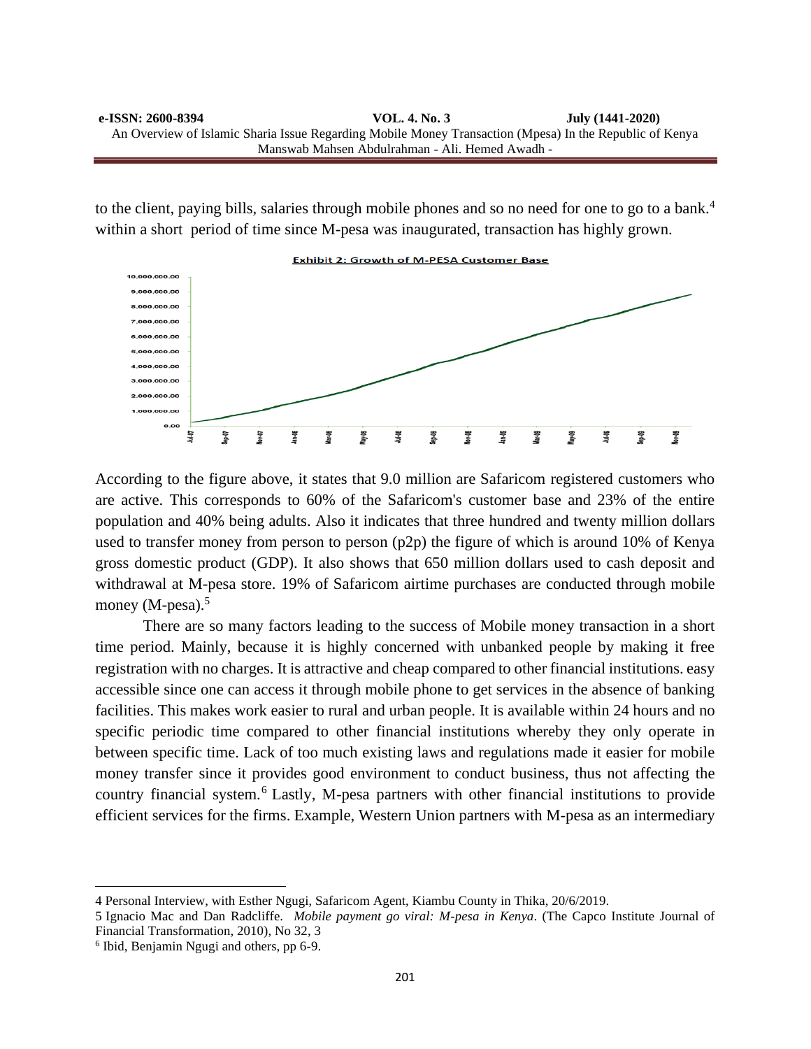to the client, paying bills, salaries through mobile phones and so no need for one to go to a bank.[4] within a short period of time since M-pesa was inaugurated, transaction has highly grown.

Exhibit 2: Growth of M-PESA Customer Base

According to the figure above, it states that 9.0 million are Safaricom registered customers who are active. This corresponds to 60% of the Safaricom's customer base and 23% of the entire population and 40% being adults. Also it indicates that three hundred and twenty million dollars used to transfer money from person to person (p2p) the figure of which is around 10% of Kenya gross domestic product (GDP). It also shows that 650 million dollars used to cash deposit and withdrawal at M-pesa store. 19% of Safaricom airtime purchases are conducted through mobile money (M-pesa).[5]

There are so many factors leading to the success of Mobile money transaction in a short time period. Mainly, because it is highly concerned with unbanked people by making it free registration with no charges. It is attractive and cheap compared to other financial institutions. easy accessible since one can access it through mobile phone to get services in the absence of banking facilities. This makes work easier to rural and urban people. It is available within 24 hours and no specific periodic time compared to other financial institutions whereby they only operate in between specific time. Lack of too much existing laws and regulations made it easier for mobile money transfer since it provides good environment to conduct business, thus not affecting the country financial system.[6] Lastly, M-pesa partners with other financial institutions to provide efficient services for the firms. Example, Western Union partners with M-pesa as an intermediary

---

4 Personal Interview, with Esther Ngugi, Safaricom Agent, Kiambu County in Thika, 20/6/2019.

5 Ignacio Mac and Dan Radcliffe. *Mobile payment go viral: M-pesa in Kenya*. (The Capco Institute Journal of Financial Transformation, 2010), No 32, 3

6 Ibid, Benjamin Ngugi and others, pp 6-9.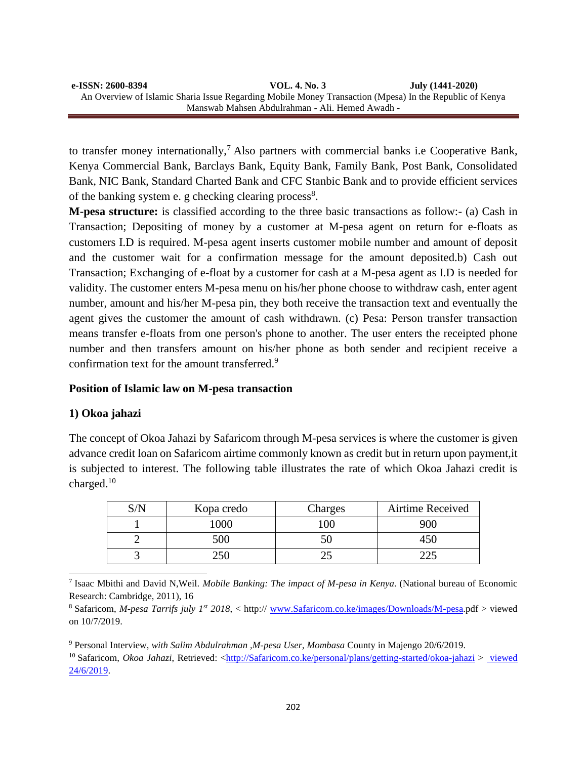to transfer money internationally,[7] Also partners with commercial banks i.e Cooperative Bank, Kenya Commercial Bank, Barclays Bank, Equity Bank, Family Bank, Post Bank, Consolidated Bank, NIC Bank, Standard Charted Bank and CFC Stanbic Bank and to provide efficient services of the banking system e. g checking clearing process[8].

**M-pesa structure:** is classified according to the three basic transactions as follow:- (a) Cash in Transaction; Depositing of money by a customer at M-pesa agent on return for e-floats as customers I.D is required. M-pesa agent inserts customer mobile number and amount of deposit and the customer wait for a confirmation message for the amount deposited.b) Cash out Transaction; Exchanging of e-float by a customer for cash at a M-pesa agent as I.D is needed for validity. The customer enters M-pesa menu on his/her phone choose to withdraw cash, enter agent number, amount and his/her M-pesa pin, they both receive the transaction text and eventually the agent gives the customer the amount of cash withdrawn. (c) Pesa: Person transfer transaction means transfer e-floats from one person's phone to another. The user enters the receipted phone number and then transfers amount on his/her phone as both sender and recipient receive a confirmation text for the amount transferred.[9]

## Position of Islamic law on M-pesa transaction

### 1) Okoa jahazi

The concept of Okoa Jahazi by Safaricom through M-pesa services is where the customer is given advance credit loan on Safaricom airtime commonly known as credit but in return upon payment,it is subjected to interest. The following table illustrates the rate of which Okoa Jahazi credit is charged.[10]

| S/N | Kopa credo | Charges | Airtime Received |
|---|---|---|---|
| 1 | 1000 | 100 | 900 |
| 2 | 500 | 50 | 450 |
| 3 | 250 | 25 | 225 |

---

[7] Isaac Mbithi and David N,Weil. *Mobile Banking: The impact of M-pesa in Kenya*. (National bureau of Economic Research: Cambridge, 2011), 16

[8] Safaricom, *M-pesa Tarrifs july 1st 2018*, < http:// www.Safaricom.co.ke/images/Downloads/M-pesa.pdf > viewed on 10/7/2019.

[9] Personal Interview, *with Salim Abdulrahman ,M-pesa User, Mombasa* County in Majengo 20/6/2019.

[10] Safaricom, *Okoa Jahazi*, Retrieved: <http://Safaricom.co.ke/personal/plans/getting-started/okoa-jahazi > viewed 24/6/2019.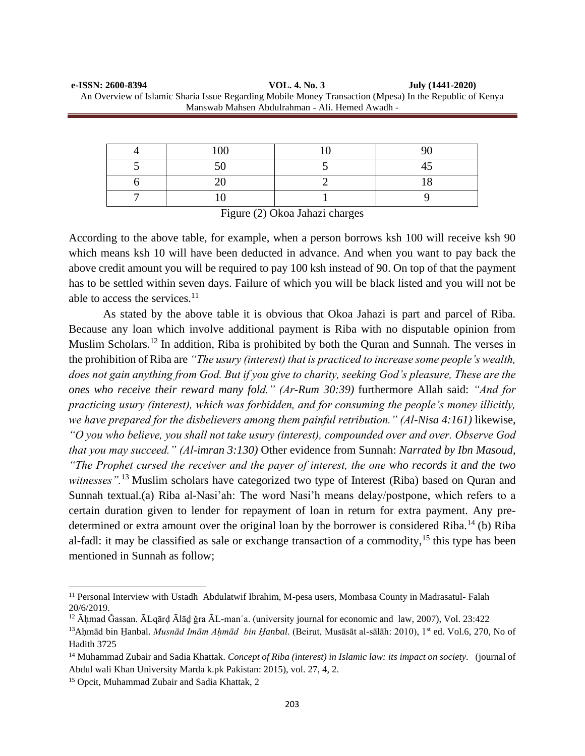| 4 | 100 | 10 | 90 |
|---|---|---|---|
| 5 | 50 | 5 | 45 |
| 6 | 20 | 2 | 18 |
| 7 | 10 | 1 | 9 |

Figure (2) Okoa Jahazi charges

According to the above table, for example, when a person borrows ksh 100 will receive ksh 90 which means ksh 10 will have been deducted in advance. And when you want to pay back the above credit amount you will be required to pay 100 ksh instead of 90. On top of that the payment has to be settled within seven days. Failure of which you will be black listed and you will not be able to access the services.[11]

As stated by the above table it is obvious that Okoa Jahazi is part and parcel of Riba. Because any loan which involve additional payment is Riba with no disputable opinion from Muslim Scholars.[12] In addition, Riba is prohibited by both the Quran and Sunnah. The verses in the prohibition of Riba are *"The usury (interest) that is practiced to increase some people's wealth, does not gain anything from God. But if you give to charity, seeking God's pleasure, These are the ones who receive their reward many fold." (Ar-Rum 30:39)* furthermore Allah said: *"And for practicing usury (interest), which was forbidden, and for consuming the people's money illicitly, we have prepared for the disbelievers among them painful retribution." (Al-Nisa 4:161)* likewise, *"O you who believe, you shall not take usury (interest), compounded over and over. Observe God that you may succeed." (Al-imran 3:130)* Other evidence from Sunnah: *Narrated by Ibn Masoud, "The Prophet cursed the receiver and the payer of interest, the one who records it and the two witnesses".*[13] Muslim scholars have categorized two type of Interest (Riba) based on Quran and Sunnah textual.(a) Riba al-Nasi'ah: The word Nasi'h means delay/postpone, which refers to a certain duration given to lender for repayment of loan in return for extra payment. Any pre-determined or extra amount over the original loan by the borrower is considered Riba.[14] (b) Riba al-fadl: it may be classified as sale or exchange transaction of a commodity,[15] this type has been mentioned in Sunnah as follow;

---

[11] Personal Interview with Ustadh Abdulatwif Ibrahim, M-pesa users, Mombasa County in Madrasatul- Falah 20/6/2019.

[12] Āḥmad Ğassan. ĀLqārḍ Ālāḏ ğra ĀL-manʿa. (university journal for economic and law, 2007), Vol. 23:422

[13] Aḥmād bin Ḥanbal. *Musnād Imām Aḥmād bin Ḥanbal*. (Beirut, Musāsāt al-sālāh: 2010), 1st ed. Vol.6, 270, No of Hadith 3725

[14] Muhammad Zubair and Sadia Khattak. *Concept of Riba (interest) in Islamic law: its impact on society.* (journal of Abdul wali Khan University Marda k.pk Pakistan: 2015), vol. 27, 4, 2.

[15] Opcit, Muhammad Zubair and Sadia Khattak, 2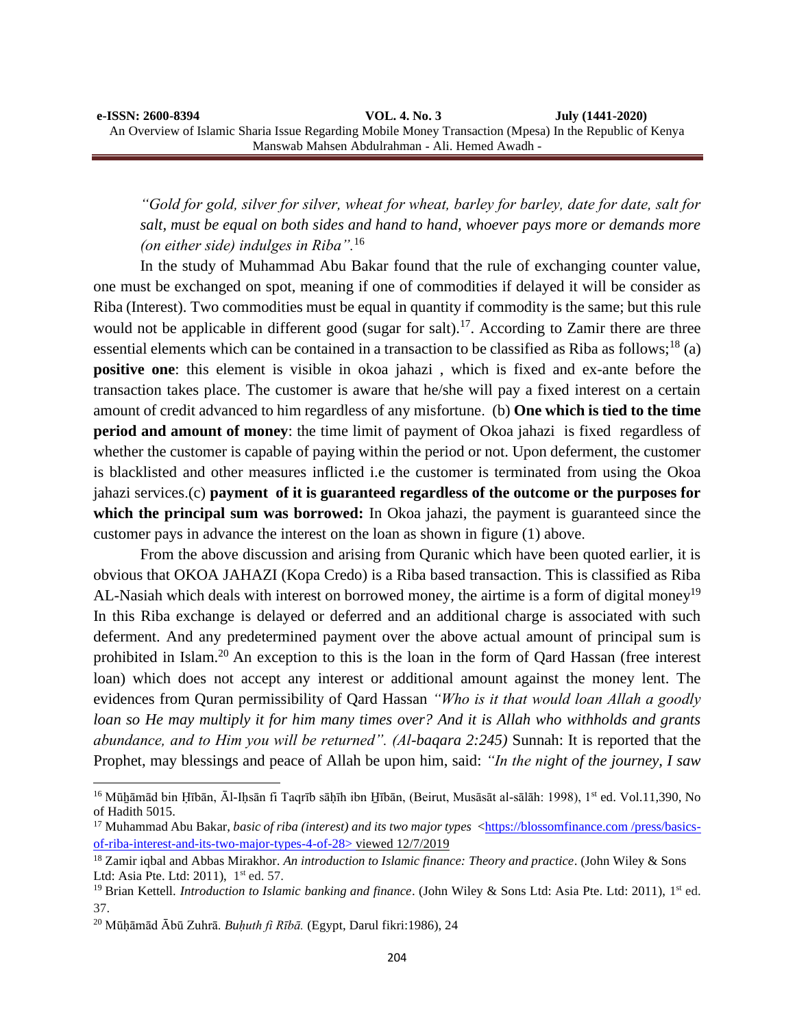*"Gold for gold, silver for silver, wheat for wheat, barley for barley, date for date, salt for salt, must be equal on both sides and hand to hand, whoever pays more or demands more (on either side) indulges in Riba".*[16]

In the study of Muhammad Abu Bakar found that the rule of exchanging counter value, one must be exchanged on spot, meaning if one of commodities if delayed it will be consider as Riba (Interest). Two commodities must be equal in quantity if commodity is the same; but this rule would not be applicable in different good (sugar for salt).[17]. According to Zamir there are three essential elements which can be contained in a transaction to be classified as Riba as follows;[18] (a) **positive one**: this element is visible in okoa jahazi , which is fixed and ex-ante before the transaction takes place. The customer is aware that he/she will pay a fixed interest on a certain amount of credit advanced to him regardless of any misfortune. (b) **One which is tied to the time period and amount of money**: the time limit of payment of Okoa jahazi is fixed regardless of whether the customer is capable of paying within the period or not. Upon deferment, the customer is blacklisted and other measures inflicted i.e the customer is terminated from using the Okoa jahazi services.(c) **payment of it is guaranteed regardless of the outcome or the purposes for which the principal sum was borrowed:** In Okoa jahazi, the payment is guaranteed since the customer pays in advance the interest on the loan as shown in figure (1) above.

From the above discussion and arising from Quranic which have been quoted earlier, it is obvious that OKOA JAHAZI (Kopa Credo) is a Riba based transaction. This is classified as Riba AL-Nasiah which deals with interest on borrowed money, the airtime is a form of digital money[19] In this Riba exchange is delayed or deferred and an additional charge is associated with such deferment. And any predetermined payment over the above actual amount of principal sum is prohibited in Islam.[20] An exception to this is the loan in the form of Qard Hassan (free interest loan) which does not accept any interest or additional amount against the money lent. The evidences from Quran permissibility of Qard Hassan *"Who is it that would loan Allah a goodly loan so He may multiply it for him many times over? And it is Allah who withholds and grants abundance, and to Him you will be returned". (Al-baqara 2:245)* Sunnah: It is reported that the Prophet, may blessings and peace of Allah be upon him, said: *"In the night of the journey, I saw*

---

[16] Mūḥāmād bin Ḥībān, Āl-Iḥsān fī Taqrīb sāḥīh ibn Ḥībān, (Beirut, Musāsāt al-sālāh: 1998), 1st ed. Vol.11,390, No of Hadith 5015.

[17] Muhammad Abu Bakar, *basic of riba (interest) and its two major types* <https://blossomfinance.com /press/basics-of-riba-interest-and-its-two-major-types-4-of-28> viewed 12/7/2019

[18] Zamir iqbal and Abbas Mirakhor. *An introduction to Islamic finance: Theory and practice*. (John Wiley & Sons Ltd: Asia Pte. Ltd: 2011), 1st ed. 57.

[19] Brian Kettell. *Introduction to Islamic banking and finance*. (John Wiley & Sons Ltd: Asia Pte. Ltd: 2011), 1st ed. 37.

[20] Mūḥāmād Ābū Zuhrā. *Buḥuth fi Rībā.* (Egypt, Darul fikri:1986), 24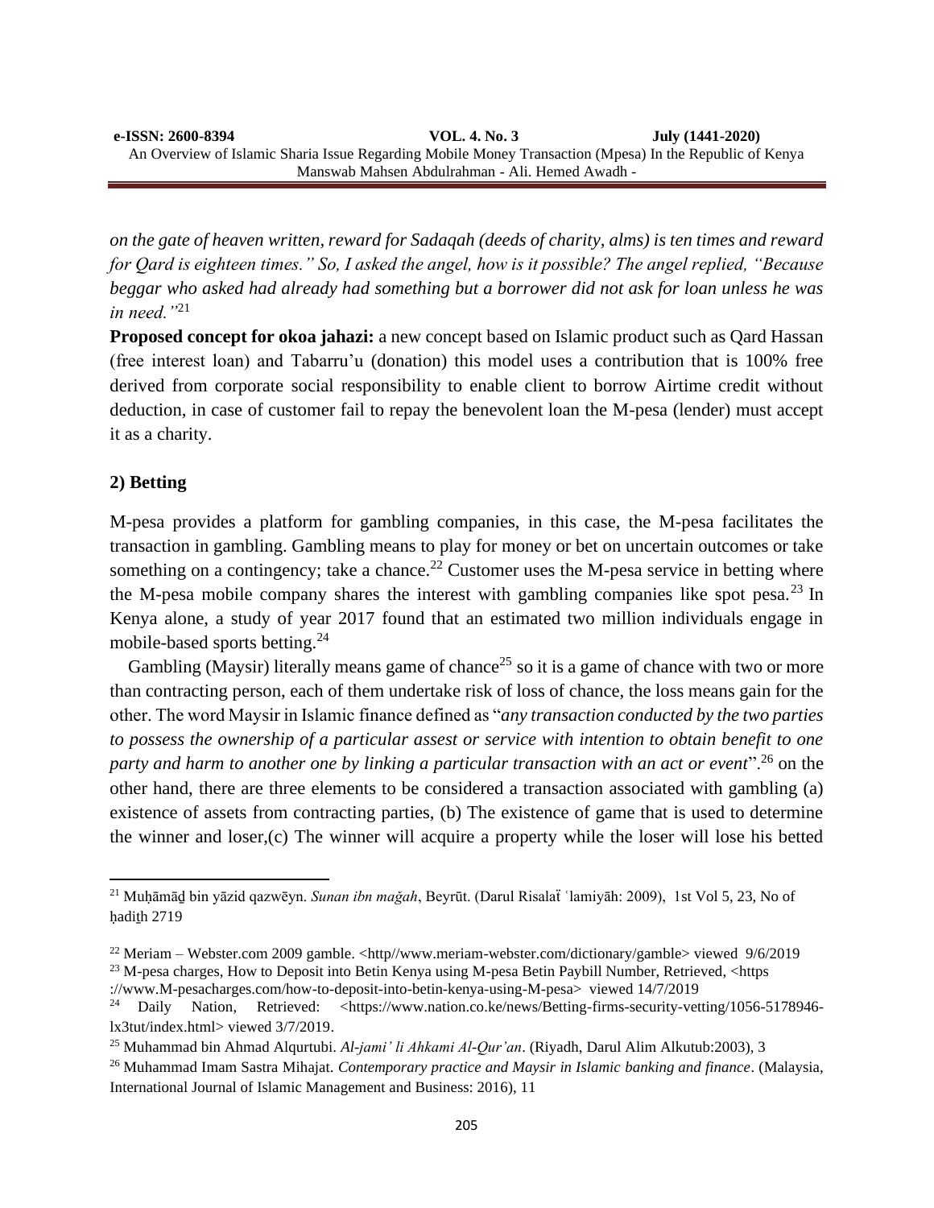*on the gate of heaven written, reward for Sadaqah (deeds of charity, alms) is ten times and reward for Qard is eighteen times." So, I asked the angel, how is it possible? The angel replied, "Because beggar who asked had already had something but a borrower did not ask for loan unless he was in need."*[21]

**Proposed concept for okoa jahazi:** a new concept based on Islamic product such as Qard Hassan (free interest loan) and Tabarru'u (donation) this model uses a contribution that is 100% free derived from corporate social responsibility to enable client to borrow Airtime credit without deduction, in case of customer fail to repay the benevolent loan the M-pesa (lender) must accept it as a charity.

## 2) Betting

M-pesa provides a platform for gambling companies, in this case, the M-pesa facilitates the transaction in gambling. Gambling means to play for money or bet on uncertain outcomes or take something on a contingency; take a chance.[22] Customer uses the M-pesa service in betting where the M-pesa mobile company shares the interest with gambling companies like spot pesa.[23] In Kenya alone, a study of year 2017 found that an estimated two million individuals engage in mobile-based sports betting.[24]

Gambling (Maysir) literally means game of chance[25] so it is a game of chance with two or more than contracting person, each of them undertake risk of loss of chance, the loss means gain for the other. The word Maysir in Islamic finance defined as "*any transaction conducted by the two parties to possess the ownership of a particular assest or service with intention to obtain benefit to one party and harm to another one by linking a particular transaction with an act or event*".[26] on the other hand, there are three elements to be considered a transaction associated with gambling (a) existence of assets from contracting parties, (b) The existence of game that is used to determine the winner and loser,(c) The winner will acquire a property while the loser will lose his betted

---

[21] Muḥāmād bin yāzid qazwēyn. *Sunan ibn mağah*, Beyrūt. (Darul Risalaẗ ʾlamiyāh: 2009), 1st Vol 5, 23, No of ḥadiṯh 2719

[22] Meriam – Webster.com 2009 gamble. <http//www.meriam-webster.com/dictionary/gamble> viewed 9/6/2019

[23] M-pesa charges, How to Deposit into Betin Kenya using M-pesa Betin Paybill Number, Retrieved, <https ://www.M-pesacharges.com/how-to-deposit-into-betin-kenya-using-M-pesa> viewed 14/7/2019

[24] Daily Nation, Retrieved: <https://www.nation.co.ke/news/Betting-firms-security-vetting/1056-5178946-lx3tut/index.html> viewed 3/7/2019.

[25] Muhammad bin Ahmad Alqurtubi. *Al-jami' li Ahkami Al-Qur'an*. (Riyadh, Darul Alim Alkutub:2003), 3

[26] Muhammad Imam Sastra Mihajat. *Contemporary practice and Maysir in Islamic banking and finance*. (Malaysia, International Journal of Islamic Management and Business: 2016), 11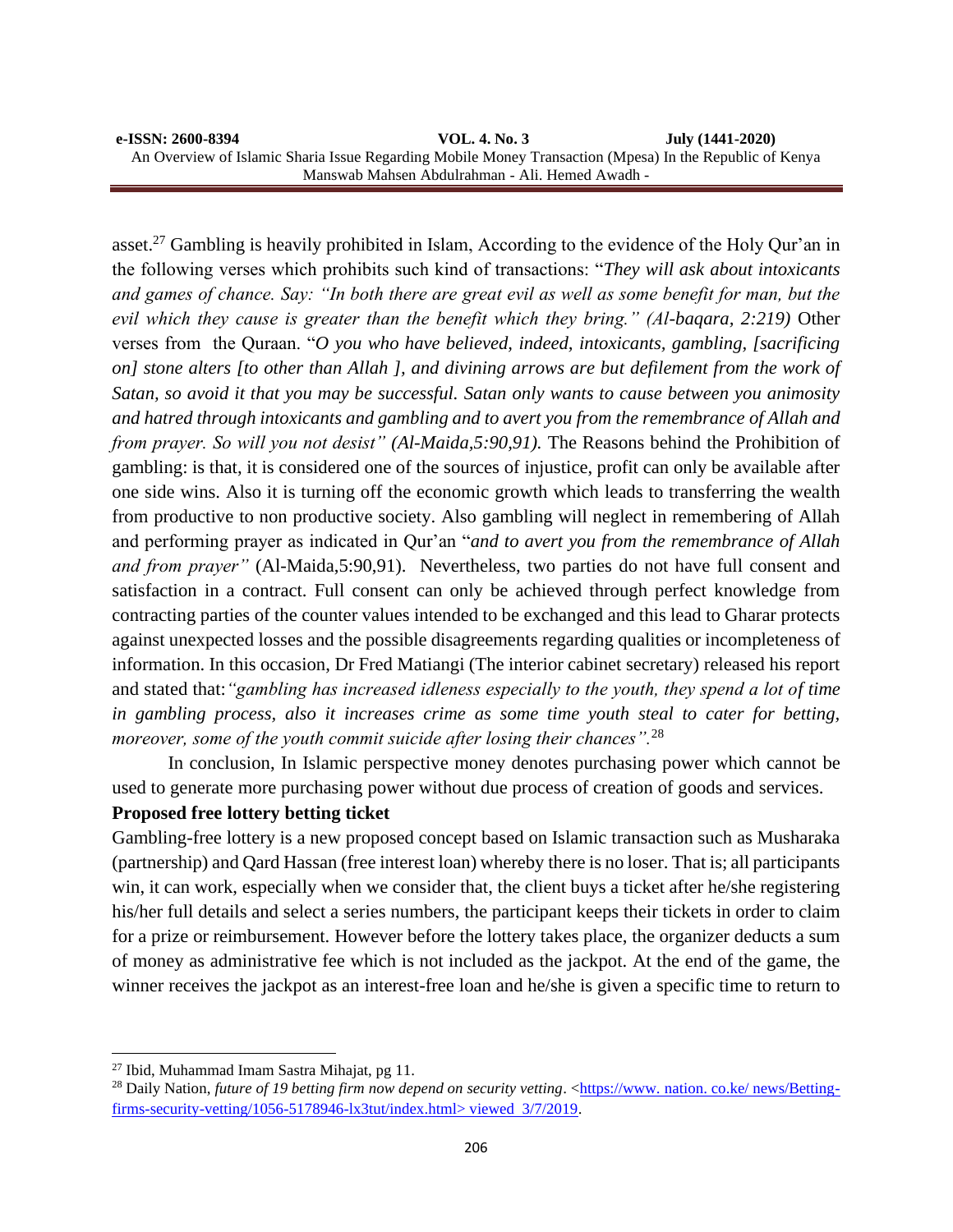asset.[27] Gambling is heavily prohibited in Islam, According to the evidence of the Holy Qur'an in the following verses which prohibits such kind of transactions: "*They will ask about intoxicants and games of chance. Say: "In both there are great evil as well as some benefit for man, but the evil which they cause is greater than the benefit which they bring." (Al-baqara, 2:219)* Other verses from the Quraan. "*O you who have believed, indeed, intoxicants, gambling, [sacrificing on] stone alters [to other than Allah ], and divining arrows are but defilement from the work of Satan, so avoid it that you may be successful. Satan only wants to cause between you animosity and hatred through intoxicants and gambling and to avert you from the remembrance of Allah and from prayer. So will you not desist" (Al-Maida,5:90,91).* The Reasons behind the Prohibition of gambling: is that, it is considered one of the sources of injustice, profit can only be available after one side wins. Also it is turning off the economic growth which leads to transferring the wealth from productive to non productive society. Also gambling will neglect in remembering of Allah and performing prayer as indicated in Qur'an "*and to avert you from the remembrance of Allah and from prayer"* (Al-Maida,5:90,91). Nevertheless, two parties do not have full consent and satisfaction in a contract. Full consent can only be achieved through perfect knowledge from contracting parties of the counter values intended to be exchanged and this lead to Gharar protects against unexpected losses and the possible disagreements regarding qualities or incompleteness of information. In this occasion, Dr Fred Matiangi (The interior cabinet secretary) released his report and stated that:*"gambling has increased idleness especially to the youth, they spend a lot of time in gambling process, also it increases crime as some time youth steal to cater for betting, moreover, some of the youth commit suicide after losing their chances".*[28]

In conclusion, In Islamic perspective money denotes purchasing power which cannot be used to generate more purchasing power without due process of creation of goods and services.

**Proposed free lottery betting ticket**

Gambling-free lottery is a new proposed concept based on Islamic transaction such as Musharaka (partnership) and Qard Hassan (free interest loan) whereby there is no loser. That is; all participants win, it can work, especially when we consider that, the client buys a ticket after he/she registering his/her full details and select a series numbers, the participant keeps their tickets in order to claim for a prize or reimbursement. However before the lottery takes place, the organizer deducts a sum of money as administrative fee which is not included as the jackpot. At the end of the game, the winner receives the jackpot as an interest-free loan and he/she is given a specific time to return to

---

[27] Ibid, Muhammad Imam Sastra Mihajat, pg 11.

[28] Daily Nation, *future of 19 betting firm now depend on security vetting*. <https://www. nation. co.ke/ news/Betting-firms-security-vetting/1056-5178946-lx3tut/index.html> viewed 3/7/2019.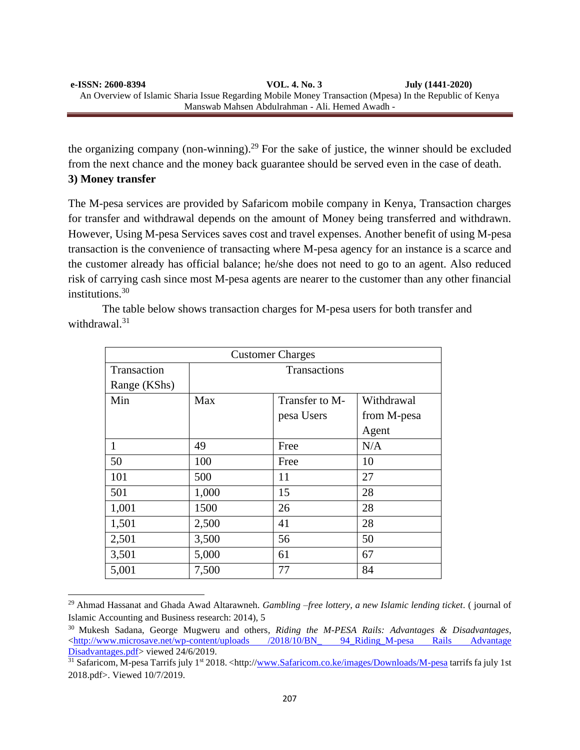the organizing company (non-winning).[29] For the sake of justice, the winner should be excluded from the next chance and the money back guarantee should be served even in the case of death.

**3) Money transfer**

The M-pesa services are provided by Safaricom mobile company in Kenya, Transaction charges for transfer and withdrawal depends on the amount of Money being transferred and withdrawn. However, Using M-pesa Services saves cost and travel expenses. Another benefit of using M-pesa transaction is the convenience of transacting where M-pesa agency for an instance is a scarce and the customer already has official balance; he/she does not need to go to an agent. Also reduced risk of carrying cash since most M-pesa agents are nearer to the customer than any other financial institutions.[30]

The table below shows transaction charges for M-pesa users for both transfer and withdrawal.[31]

| Customer Charges | | | |
|---|---|---|---|
| Transaction Range (KShs) | Transactions | | |
| Min | Max | Transfer to M-pesa Users | Withdrawal from M-pesa Agent |
| 1 | 49 | Free | N/A |
| 50 | 100 | Free | 10 |
| 101 | 500 | 11 | 27 |
| 501 | 1,000 | 15 | 28 |
| 1,001 | 1500 | 26 | 28 |
| 1,501 | 2,500 | 41 | 28 |
| 2,501 | 3,500 | 56 | 50 |
| 3,501 | 5,000 | 61 | 67 |
| 5,001 | 7,500 | 77 | 84 |

---

[29] Ahmad Hassanat and Ghada Awad Altarawneh. *Gambling –free lottery, a new Islamic lending ticket*. ( journal of Islamic Accounting and Business research: 2014), 5

[30] Mukesh Sadana, George Mugweru and others, *Riding the M-PESA Rails: Advantages & Disadvantages*, <http://www.microsave.net/wp-content/uploads /2018/10/BN_ 94_Riding_M-pesa Rails Advantage Disadvantages.pdf> viewed 24/6/2019.

[31] Safaricom, M-pesa Tarrifs july 1st 2018. <http://www.Safaricom.co.ke/images/Downloads/M-pesa tarrifs fa july 1st 2018.pdf>. Viewed 10/7/2019.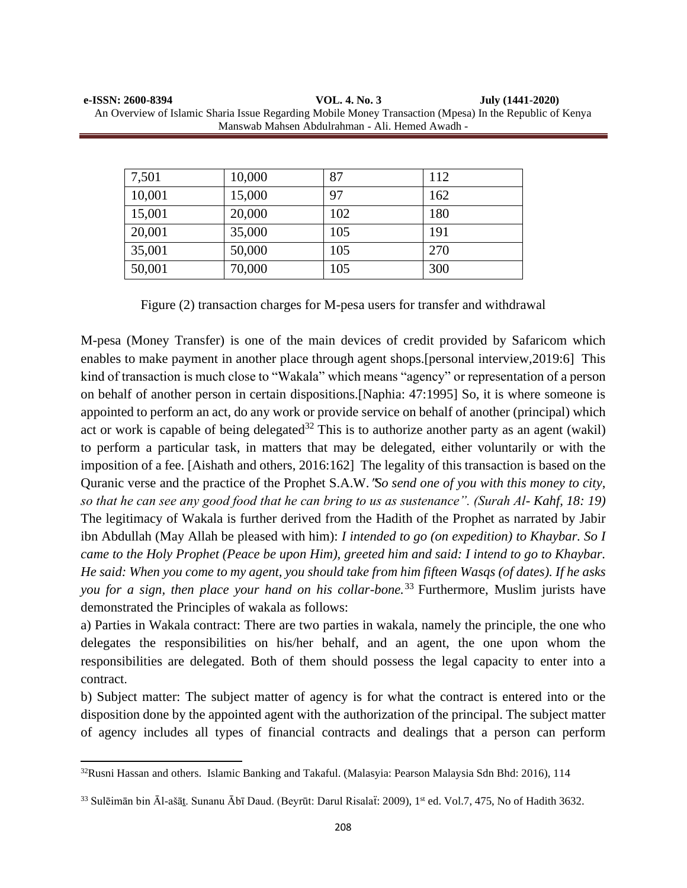| 7,501 | 10,000 | 87 | 112 |
|---|---|---|---|
| 10,001 | 15,000 | 97 | 162 |
| 15,001 | 20,000 | 102 | 180 |
| 20,001 | 35,000 | 105 | 191 |
| 35,001 | 50,000 | 105 | 270 |
| 50,001 | 70,000 | 105 | 300 |

Figure (2) transaction charges for M-pesa users for transfer and withdrawal

M-pesa (Money Transfer) is one of the main devices of credit provided by Safaricom which enables to make payment in another place through agent shops.[personal interview,2019:6] This kind of transaction is much close to "Wakala" which means "agency" or representation of a person on behalf of another person in certain dispositions.[Naphia: 47:1995] So, it is where someone is appointed to perform an act, do any work or provide service on behalf of another (principal) which act or work is capable of being delegated[32] This is to authorize another party as an agent (wakil) to perform a particular task, in matters that may be delegated, either voluntarily or with the imposition of a fee. [Aishath and others, 2016:162] The legality of this transaction is based on the Quranic verse and the practice of the Prophet S.A.W. *"So send one of you with this money to city, so that he can see any good food that he can bring to us as sustenance". (Surah Al- Kahf, 18: 19)* The legitimacy of Wakala is further derived from the Hadith of the Prophet as narrated by Jabir ibn Abdullah (May Allah be pleased with him): *I intended to go (on expedition) to Khaybar. So I came to the Holy Prophet (Peace be upon Him), greeted him and said: I intend to go to Khaybar. He said: When you come to my agent, you should take from him fifteen Wasqs (of dates). If he asks you for a sign, then place your hand on his collar-bone.*[33] Furthermore, Muslim jurists have demonstrated the Principles of wakala as follows:

a) Parties in Wakala contract: There are two parties in wakala, namely the principle, the one who delegates the responsibilities on his/her behalf, and an agent, the one upon whom the responsibilities are delegated. Both of them should possess the legal capacity to enter into a contract.

b) Subject matter: The subject matter of agency is for what the contract is entered into or the disposition done by the appointed agent with the authorization of the principal. The subject matter of agency includes all types of financial contracts and dealings that a person can perform

---

[32]Rusni Hassan and others. Islamic Banking and Takaful. (Malasyia: Pearson Malaysia Sdn Bhd: 2016), 114

[33] Sulēimān bin Āl-ašāṯ. Sunanu Ābī Daud. (Beyrūt: Darul Risalaẗ: 2009), 1st ed. Vol.7, 475, No of Hadith 3632.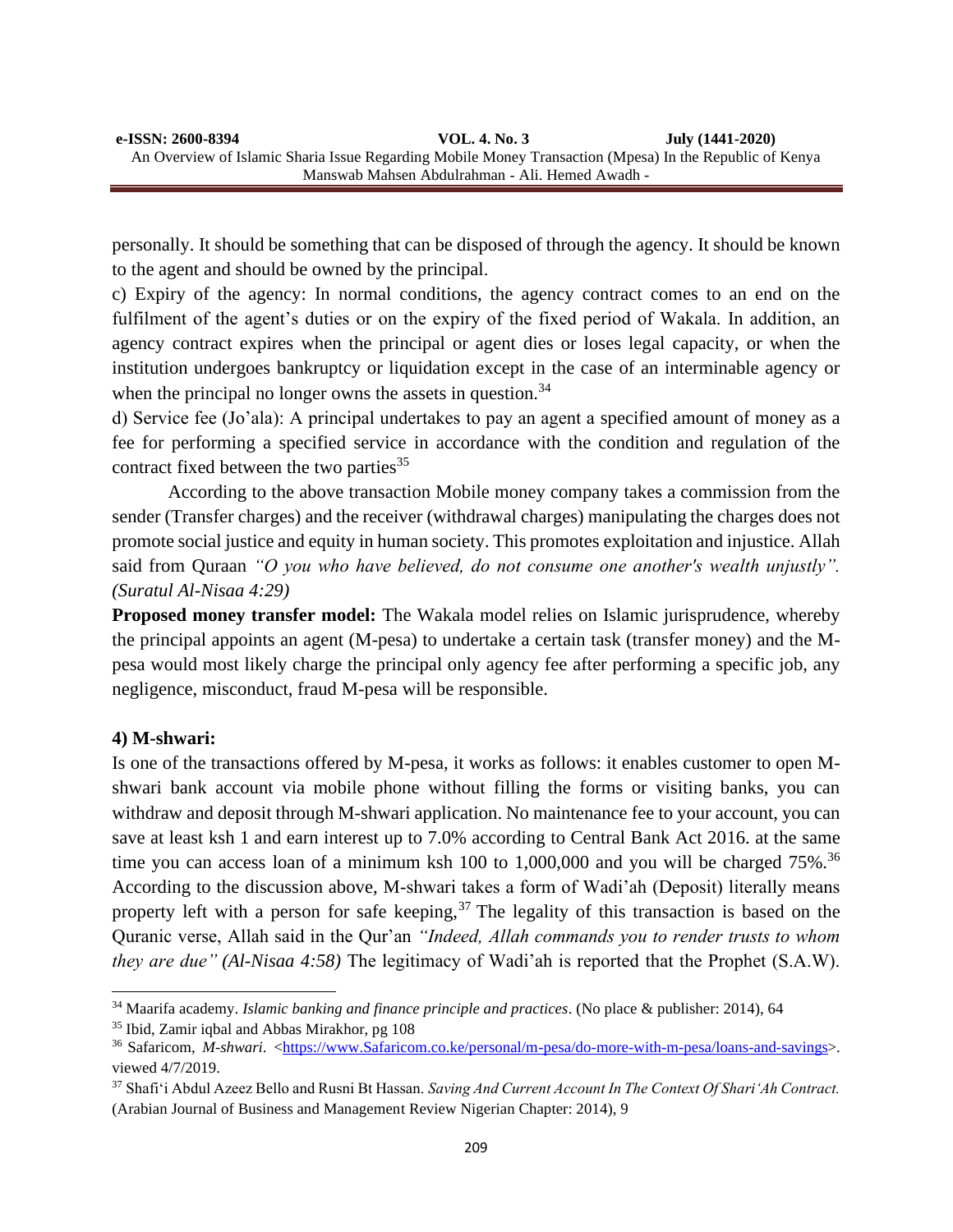personally. It should be something that can be disposed of through the agency. It should be known to the agent and should be owned by the principal.

c) Expiry of the agency: In normal conditions, the agency contract comes to an end on the fulfilment of the agent's duties or on the expiry of the fixed period of Wakala. In addition, an agency contract expires when the principal or agent dies or loses legal capacity, or when the institution undergoes bankruptcy or liquidation except in the case of an interminable agency or when the principal no longer owns the assets in question.[34]

d) Service fee (Jo'ala): A principal undertakes to pay an agent a specified amount of money as a fee for performing a specified service in accordance with the condition and regulation of the contract fixed between the two parties[35]

According to the above transaction Mobile money company takes a commission from the sender (Transfer charges) and the receiver (withdrawal charges) manipulating the charges does not promote social justice and equity in human society. This promotes exploitation and injustice. Allah said from Quraan *"O you who have believed, do not consume one another's wealth unjustly". (Suratul Al-Nisaa 4:29)*

**Proposed money transfer model:** The Wakala model relies on Islamic jurisprudence, whereby the principal appoints an agent (M-pesa) to undertake a certain task (transfer money) and the M-pesa would most likely charge the principal only agency fee after performing a specific job, any negligence, misconduct, fraud M-pesa will be responsible.

**4) M-shwari:**

Is one of the transactions offered by M-pesa, it works as follows: it enables customer to open M-shwari bank account via mobile phone without filling the forms or visiting banks, you can withdraw and deposit through M-shwari application. No maintenance fee to your account, you can save at least ksh 1 and earn interest up to 7.0% according to Central Bank Act 2016. at the same time you can access loan of a minimum ksh 100 to 1,000,000 and you will be charged 75%.[36] According to the discussion above, M-shwari takes a form of Wadi'ah (Deposit) literally means property left with a person for safe keeping,[37] The legality of this transaction is based on the Quranic verse, Allah said in the Qur'an *"Indeed, Allah commands you to render trusts to whom they are due" (Al-Nisaa 4:58)* The legitimacy of Wadi'ah is reported that the Prophet (S.A.W).

---

[34] Maarifa academy. *Islamic banking and finance principle and practices*. (No place & publisher: 2014), 64

[35] Ibid, Zamir iqbal and Abbas Mirakhor, pg 108

[36] Safaricom, *M-shwari*. <https://www.Safaricom.co.ke/personal/m-pesa/do-more-with-m-pesa/loans-and-savings>. viewed 4/7/2019.

[37] Shafi'i Abdul Azeez Bello and Rusni Bt Hassan. *Saving And Current Account In The Context Of Shari'Ah Contract.* (Arabian Journal of Business and Management Review Nigerian Chapter: 2014), 9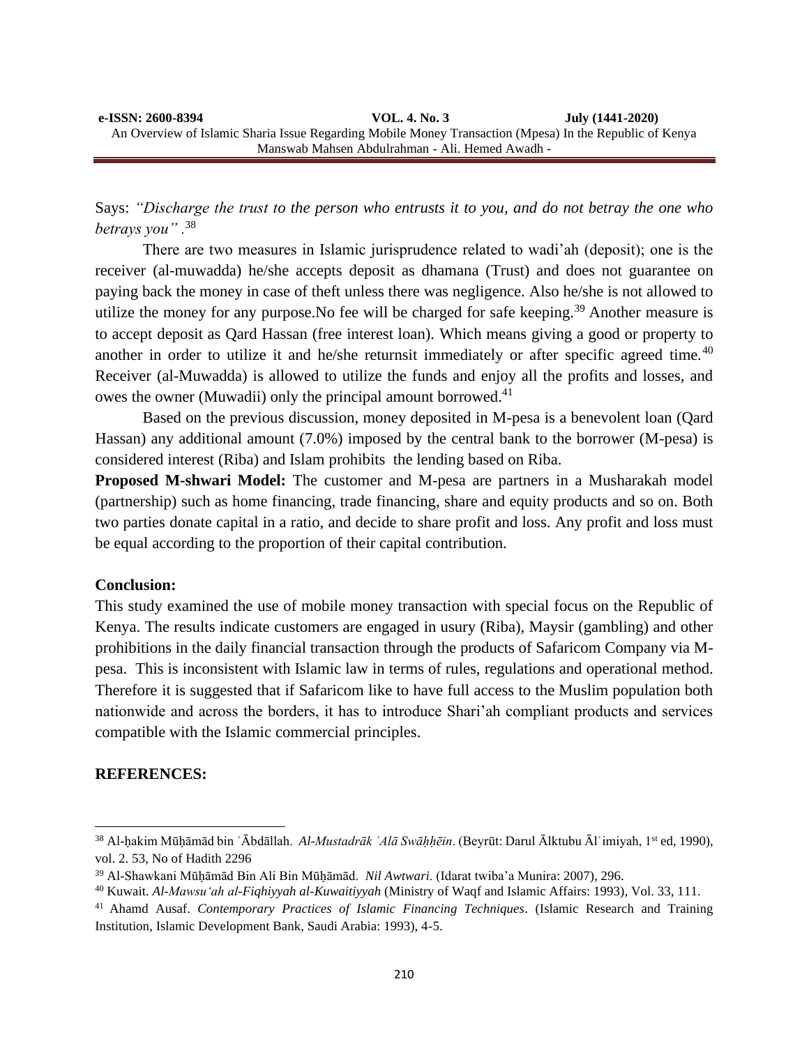Says: *"Discharge the trust to the person who entrusts it to you, and do not betray the one who betrays you"* .[38]

There are two measures in Islamic jurisprudence related to wadi'ah (deposit); one is the receiver (al-muwadda) he/she accepts deposit as dhamana (Trust) and does not guarantee on paying back the money in case of theft unless there was negligence. Also he/she is not allowed to utilize the money for any purpose.No fee will be charged for safe keeping.[39] Another measure is to accept deposit as Qard Hassan (free interest loan). Which means giving a good or property to another in order to utilize it and he/she returnsit immediately or after specific agreed time.[40] Receiver (al-Muwadda) is allowed to utilize the funds and enjoy all the profits and losses, and owes the owner (Muwadii) only the principal amount borrowed.[41]

Based on the previous discussion, money deposited in M-pesa is a benevolent loan (Qard Hassan) any additional amount (7.0%) imposed by the central bank to the borrower (M-pesa) is considered interest (Riba) and Islam prohibits the lending based on Riba.

**Proposed M-shwari Model:** The customer and M-pesa are partners in a Musharakah model (partnership) such as home financing, trade financing, share and equity products and so on. Both two parties donate capital in a ratio, and decide to share profit and loss. Any profit and loss must be equal according to the proportion of their capital contribution.

**Conclusion:**

This study examined the use of mobile money transaction with special focus on the Republic of Kenya. The results indicate customers are engaged in usury (Riba), Maysir (gambling) and other prohibitions in the daily financial transaction through the products of Safaricom Company via M-pesa. This is inconsistent with Islamic law in terms of rules, regulations and operational method. Therefore it is suggested that if Safaricom like to have full access to the Muslim population both nationwide and across the borders, it has to introduce Shari'ah compliant products and services compatible with the Islamic commercial principles.

**REFERENCES:**

---

[38] Al-ḥakim Mūḥāmād bin ʿĀbdāllah. *Al-Mustadrāk ʿAlā Swāḥḥēin*. (Beyrūt: Darul Ālktubu Ālʿimiyah, 1st ed, 1990), vol. 2. 53, No of Hadith 2296

[39] Al-Shawkani Mūḥāmād Bin Ali Bin Mūḥāmād. *Nil Awtwari*. (Idarat twiba'a Munira: 2007), 296.

[40] Kuwait. *Al-Mawsu'ah al-Fiqhiyyah al-Kuwaitiyyah* (Ministry of Waqf and Islamic Affairs: 1993), Vol. 33, 111.

[41] Ahamd Ausaf. *Contemporary Practices of Islamic Financing Techniques*. (Islamic Research and Training Institution, Islamic Development Bank, Saudi Arabia: 1993), 4-5.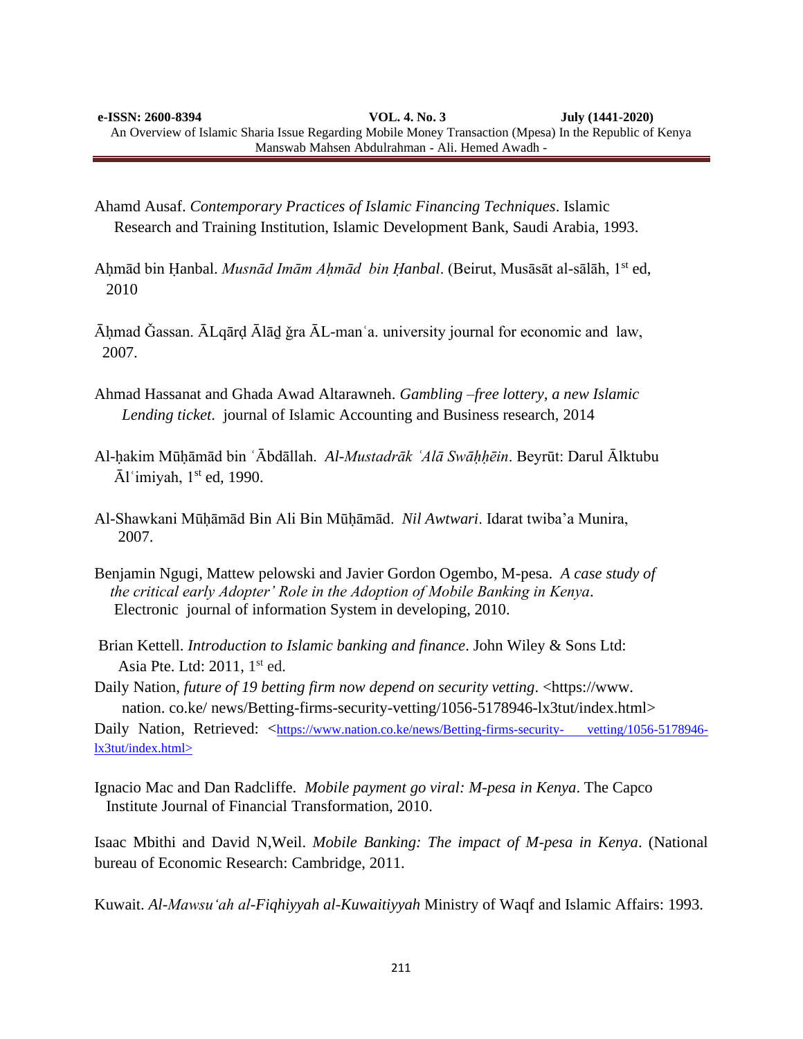Ahamd Ausaf. *Contemporary Practices of Islamic Financing Techniques*. Islamic Research and Training Institution, Islamic Development Bank, Saudi Arabia, 1993.

Aḥmād bin Ḥanbal. *Musnād Imām Aḥmād bin Ḥanbal*. (Beirut, Musāsāt al-sālāh, 1st ed, 2010

Āḥmad Ğassan. ĀLqārḍ Ālāḏ ğra ĀL-manʿa. university journal for economic and law, 2007.

Ahmad Hassanat and Ghada Awad Altarawneh. *Gambling –free lottery, a new Islamic Lending ticket*. journal of Islamic Accounting and Business research, 2014

Al-ḥakim Mūḥāmād bin ʿĀbdāllah. *Al-Mustadrāk ʿAlā Swāḥḥēin*. Beyrūt: Darul Ālktubu Ālʿimiyah, 1st ed, 1990.

Al-Shawkani Mūḥāmād Bin Ali Bin Mūḥāmād. *Nil Awtwari*. Idarat twiba'a Munira, 2007.

Benjamin Ngugi, Mattew pelowski and Javier Gordon Ogembo, M-pesa. *A case study of the critical early Adopter' Role in the Adoption of Mobile Banking in Kenya*. Electronic journal of information System in developing, 2010.

Brian Kettell. *Introduction to Islamic banking and finance*. John Wiley & Sons Ltd: Asia Pte. Ltd: 2011, 1st ed.

Daily Nation, *future of 19 betting firm now depend on security vetting*. <https://www. nation. co.ke/ news/Betting-firms-security-vetting/1056-5178946-lx3tut/index.html>

Daily Nation, Retrieved: <https://www.nation.co.ke/news/Betting-firms-security- vetting/1056-5178946-lx3tut/index.html>

Ignacio Mac and Dan Radcliffe. *Mobile payment go viral: M-pesa in Kenya*. The Capco Institute Journal of Financial Transformation, 2010.

Isaac Mbithi and David N,Weil. *Mobile Banking: The impact of M-pesa in Kenya*. (National bureau of Economic Research: Cambridge, 2011.

Kuwait. *Al-Mawsu'ah al-Fiqhiyyah al-Kuwaitiyyah* Ministry of Waqf and Islamic Affairs: 1993.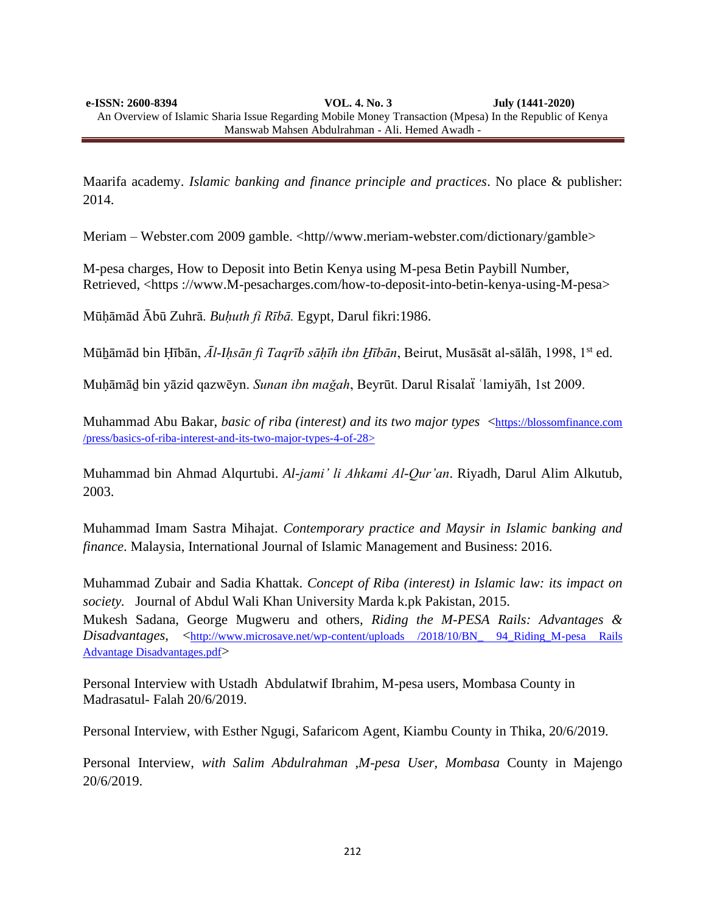Maarifa academy. *Islamic banking and finance principle and practices*. No place & publisher: 2014.

Meriam – Webster.com 2009 gamble. <http//www.meriam-webster.com/dictionary/gamble>

M-pesa charges, How to Deposit into Betin Kenya using M-pesa Betin Paybill Number, Retrieved, <https ://www.M-pesacharges.com/how-to-deposit-into-betin-kenya-using-M-pesa>

Mūḥāmād Ābū Zuhrā. *Buḥuth fi Rībā.* Egypt, Darul fikri:1986.

Mūẖāmād bin Ḥībān, *Āl-Iḥsān fi Taqrīb sāḥīh ibn Ḫībān*, Beirut, Musāsāt al-sālāh, 1998, 1st ed.

Muḥāmāḏ bin yāzid qazwēyn. *Sunan ibn mağah*, Beyrūt. Darul Risalaẗ ʿlamiyāh, 1st 2009.

Muhammad Abu Bakar, *basic of riba (interest) and its two major types* <https://blossomfinance.com /press/basics-of-riba-interest-and-its-two-major-types-4-of-28>

Muhammad bin Ahmad Alqurtubi. *Al-jami' li Ahkami Al-Qur'an*. Riyadh, Darul Alim Alkutub, 2003.

Muhammad Imam Sastra Mihajat. *Contemporary practice and Maysir in Islamic banking and finance*. Malaysia, International Journal of Islamic Management and Business: 2016.

Muhammad Zubair and Sadia Khattak. *Concept of Riba (interest) in Islamic law: its impact on society.* Journal of Abdul Wali Khan University Marda k.pk Pakistan, 2015.

Mukesh Sadana, George Mugweru and others, *Riding the M-PESA Rails: Advantages & Disadvantages,* <http://www.microsave.net/wp-content/uploads /2018/10/BN_ 94_Riding_M-pesa Rails Advantage Disadvantages.pdf>

Personal Interview with Ustadh Abdulatwif Ibrahim, M-pesa users, Mombasa County in Madrasatul- Falah 20/6/2019.

Personal Interview, with Esther Ngugi, Safaricom Agent, Kiambu County in Thika, 20/6/2019.

Personal Interview, *with Salim Abdulrahman ,M-pesa User, Mombasa* County in Majengo 20/6/2019.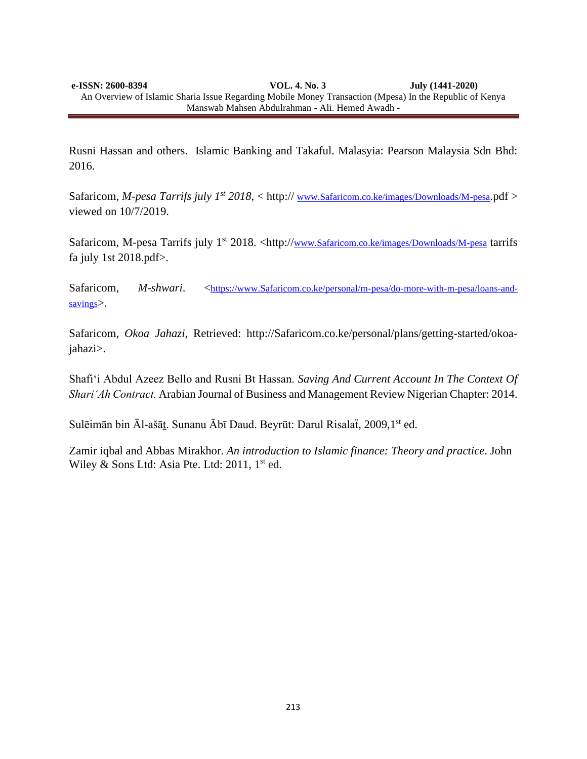Rusni Hassan and others. Islamic Banking and Takaful. Malasyia: Pearson Malaysia Sdn Bhd: 2016.

Safaricom, *M-pesa Tarrifs july 1st 2018*, < http:// www.Safaricom.co.ke/images/Downloads/M-pesa.pdf > viewed on 10/7/2019.

Safaricom, M-pesa Tarrifs july 1st 2018. <http://www.Safaricom.co.ke/images/Downloads/M-pesa tarrifs fa july 1st 2018.pdf>.

Safaricom, *M-shwari*. <https://www.Safaricom.co.ke/personal/m-pesa/do-more-with-m-pesa/loans-and-savings>.

Safaricom, *Okoa Jahazi*, Retrieved: http://Safaricom.co.ke/personal/plans/getting-started/okoa-jahazi>.

Shafi'i Abdul Azeez Bello and Rusni Bt Hassan. *Saving And Current Account In The Context Of Shari'Ah Contract.* Arabian Journal of Business and Management Review Nigerian Chapter: 2014.

Sulēimān bin Āl-ašāṯ. Sunanu Ābī Daud. Beyrūt: Darul Risalaẗ, 2009,1st ed.

Zamir iqbal and Abbas Mirakhor. *An introduction to Islamic finance: Theory and practice*. John Wiley & Sons Ltd: Asia Pte. Ltd: 2011, 1st ed.